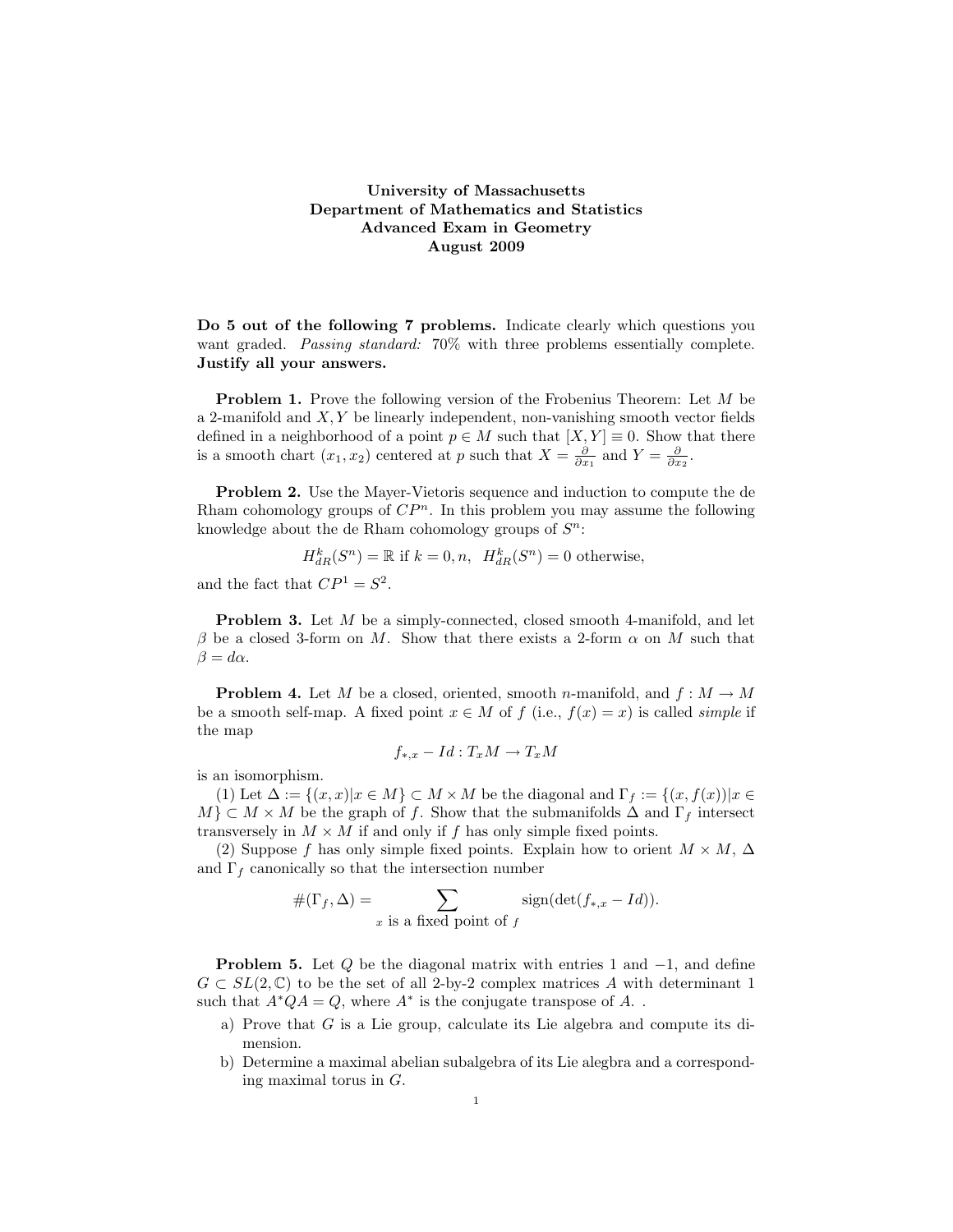# University of Massachusetts
## Department of Mathematics and Statistics
## Advanced Exam in Geometry
## August 2009

**Do 5 out of the following 7 problems.** Indicate clearly which questions you want graded. *Passing standard:* 70% with three problems essentially complete. **Justify all your answers.**

**Problem 1.** Prove the following version of the Frobenius Theorem: Let $M$ be a 2-manifold and $X, Y$ be linearly independent, non-vanishing smooth vector fields defined in a neighborhood of a point $p \in M$ such that $[X, Y] \equiv 0$. Show that there is a smooth chart $(x_1, x_2)$ centered at $p$ such that $X = \frac{\partial}{\partial x_1}$ and $Y = \frac{\partial}{\partial x_2}$.

**Problem 2.** Use the Mayer-Vietoris sequence and induction to compute the de Rham cohomology groups of $CP^n$. In this problem you may assume the following knowledge about the de Rham cohomology groups of $S^n$:

$$H^k_{dR}(S^n) = \mathbb{R} \text{ if } k = 0, n, \quad H^k_{dR}(S^n) = 0 \text{ otherwise},$$

and the fact that $CP^1 = S^2$.

**Problem 3.** Let $M$ be a simply-connected, closed smooth 4-manifold, and let $\beta$ be a closed 3-form on $M$. Show that there exists a 2-form $\alpha$ on $M$ such that $\beta = d\alpha$.

**Problem 4.** Let $M$ be a closed, oriented, smooth $n$-manifold, and $f : M \to M$ be a smooth self-map. A fixed point $x \in M$ of $f$ (i.e., $f(x) = x$) is called *simple* if the map

$$f_{*,x} - Id : T_xM \to T_xM$$

is an isomorphism.

(1) Let $\Delta := \{(x, x) | x \in M\} \subset M \times M$ be the diagonal and $\Gamma_f := \{(x, f(x)) | x \in M\} \subset M \times M$ be the graph of $f$. Show that the submanifolds $\Delta$ and $\Gamma_f$ intersect transversely in $M \times M$ if and only if $f$ has only simple fixed points.

(2) Suppose $f$ has only simple fixed points. Explain how to orient $M \times M$, $\Delta$ and $\Gamma_f$ canonically so that the intersection number

$$\#(\Gamma_f, \Delta) = \sum_{x \text{ is a fixed point of } f} \text{sign}(\det(f_{*,x} - Id)).$$

**Problem 5.** Let $Q$ be the diagonal matrix with entries 1 and $-1$, and define $G \subset SL(2, \mathbb{C})$ to be the set of all 2-by-2 complex matrices $A$ with determinant 1 such that $A^*QA = Q$, where $A^*$ is the conjugate transpose of $A$. .

a) Prove that $G$ is a Lie group, calculate its Lie algebra and compute its dimension.

b) Determine a maximal abelian subalgebra of its Lie alegbra and a corresponding maximal torus in $G$.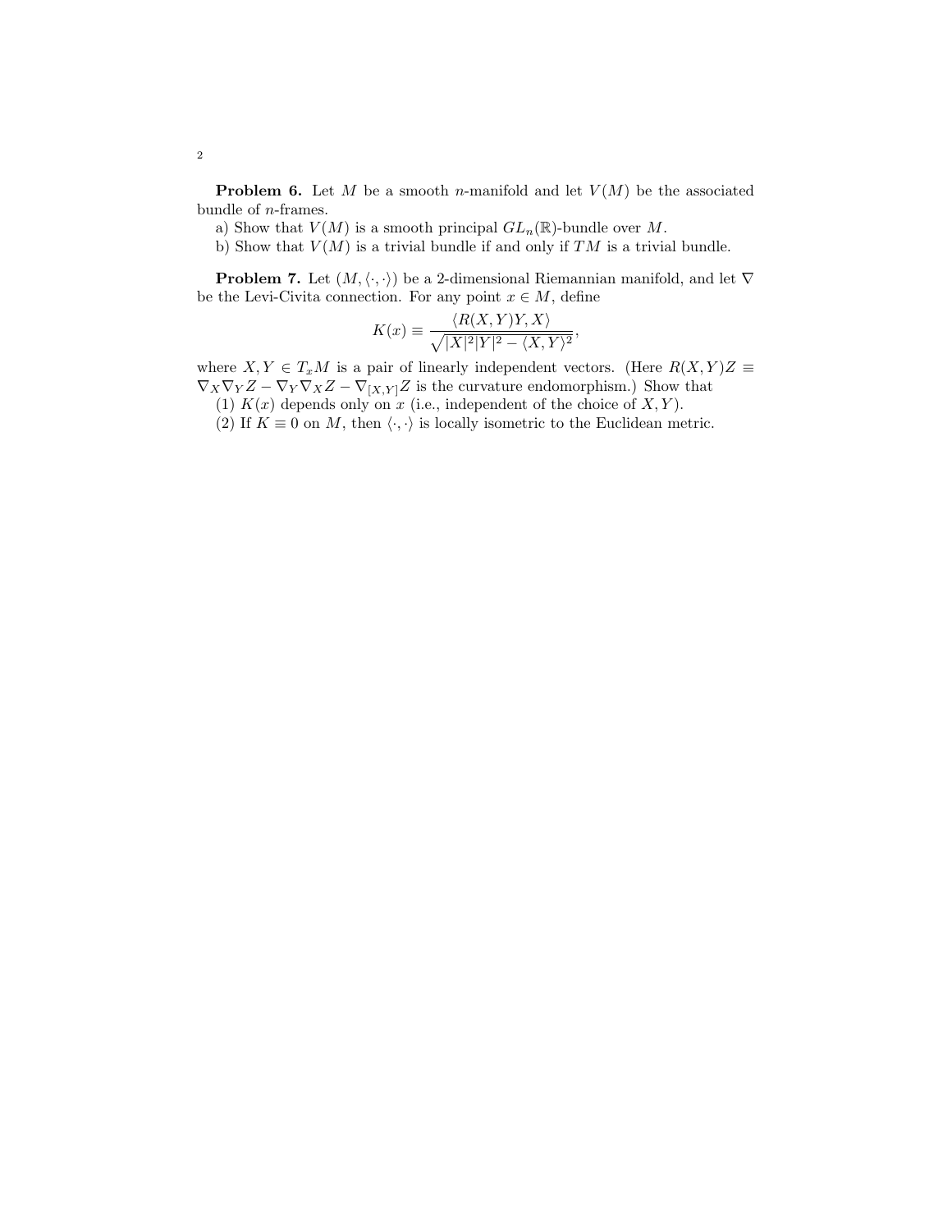**Problem 6.** Let $M$ be a smooth $n$-manifold and let $V(M)$ be the associated bundle of $n$-frames.

a) Show that $V(M)$ is a smooth principal $GL_n(\mathbb{R})$-bundle over $M$.

b) Show that $V(M)$ is a trivial bundle if and only if $TM$ is a trivial bundle.

**Problem 7.** Let $(M, \langle \cdot, \cdot \rangle)$ be a 2-dimensional Riemannian manifold, and let $\nabla$ be the Levi-Civita connection. For any point $x \in M$, define

$$K(x) \equiv \frac{\langle R(X,Y)Y, X \rangle}{\sqrt{|X|^2|Y|^2 - \langle X, Y \rangle^2}},$$

where $X, Y \in T_xM$ is a pair of linearly independent vectors. (Here $R(X,Y)Z \equiv \nabla_X \nabla_Y Z - \nabla_Y \nabla_X Z - \nabla_{[X,Y]} Z$ is the curvature endomorphism.) Show that

(1) $K(x)$ depends only on $x$ (i.e., independent of the choice of $X, Y$).

(2) If $K \equiv 0$ on $M$, then $\langle \cdot, \cdot \rangle$ is locally isometric to the Euclidean metric.